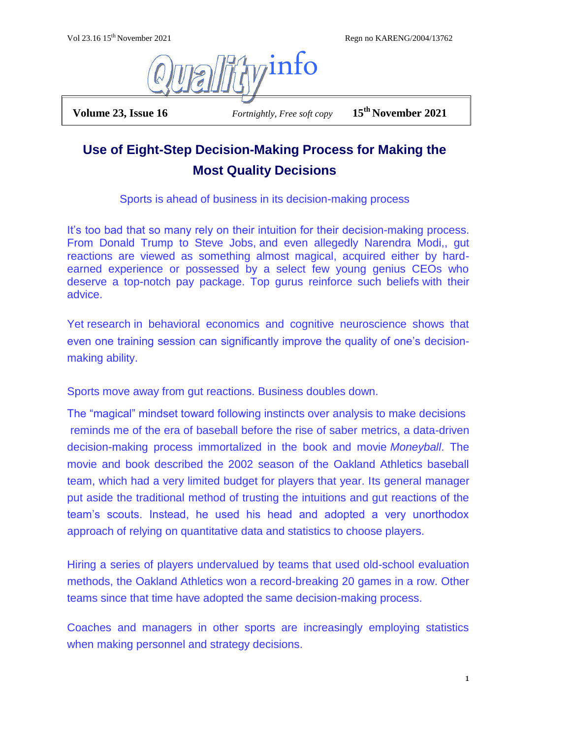# Quality info

**Volume 23, Issue 16** *Fortnightly, Free soft copy* **15th November 2021**

## Use of Eight-Step Decision-Making Process for Making the Most Quality Decisions

Sports is ahead of business in its decision-making process

It's too bad that so many rely on their intuition for their decision-making process. From Donald Trump to Steve Jobs, and even allegedly Narendra Modi,, gut reactions are viewed as something almost magical, acquired either by hard-earned experience or possessed by a select few young genius CEOs who deserve a top-notch pay package. Top gurus reinforce such beliefs with their advice.

Yet research in behavioral economics and cognitive neuroscience shows that even one training session can significantly improve the quality of one's decision-making ability.

Sports move away from gut reactions. Business doubles down.

The "magical" mindset toward following instincts over analysis to make decisions reminds me of the era of baseball before the rise of saber metrics, a data-driven decision-making process immortalized in the book and movie *Moneyball*. The movie and book described the 2002 season of the Oakland Athletics baseball team, which had a very limited budget for players that year. Its general manager put aside the traditional method of trusting the intuitions and gut reactions of the team's scouts. Instead, he used his head and adopted a very unorthodox approach of relying on quantitative data and statistics to choose players.

Hiring a series of players undervalued by teams that used old-school evaluation methods, the Oakland Athletics won a record-breaking 20 games in a row. Other teams since that time have adopted the same decision-making process.

Coaches and managers in other sports are increasingly employing statistics when making personnel and strategy decisions.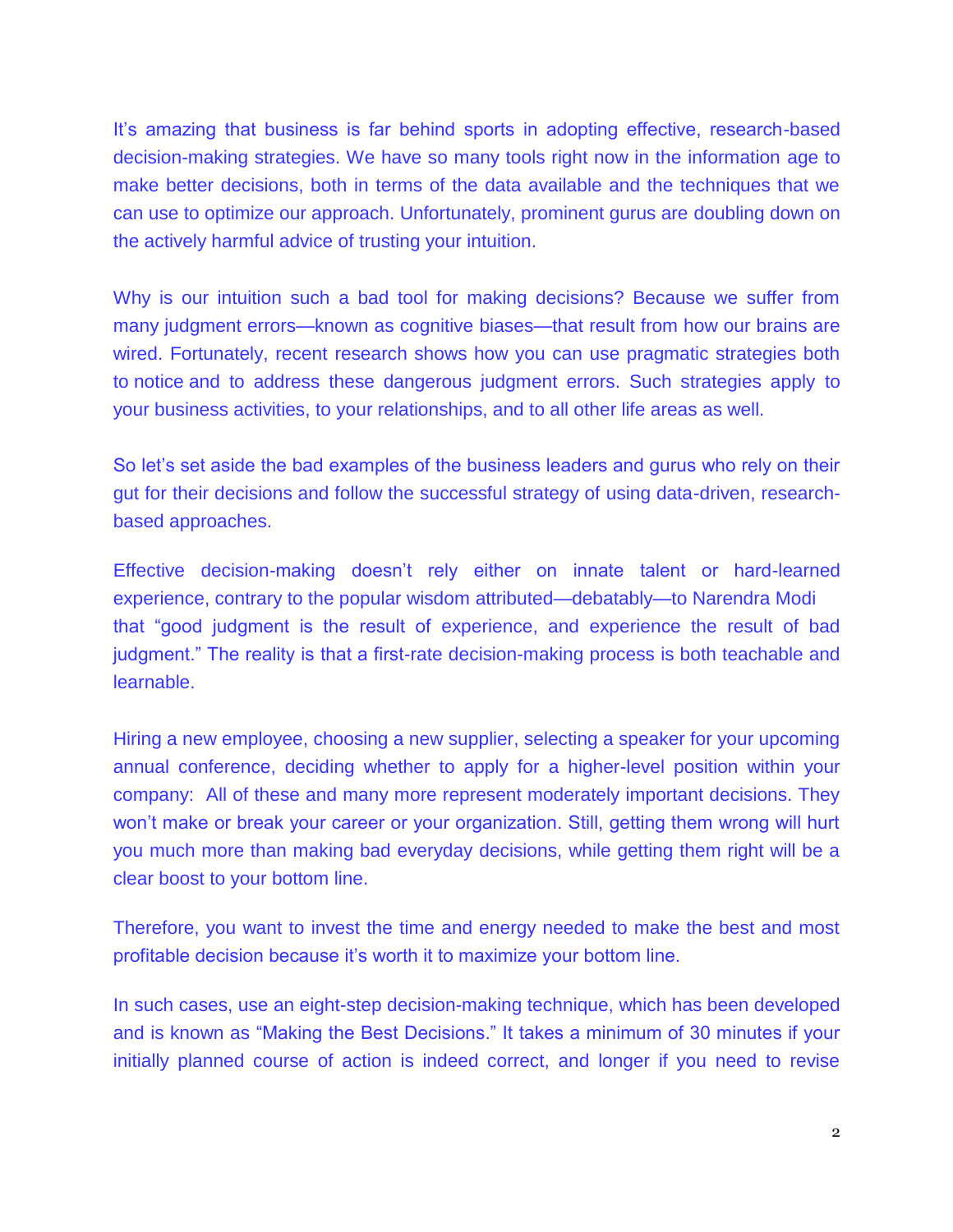It's amazing that business is far behind sports in adopting effective, research-based decision-making strategies. We have so many tools right now in the information age to make better decisions, both in terms of the data available and the techniques that we can use to optimize our approach. Unfortunately, prominent gurus are doubling down on the actively harmful advice of trusting your intuition.

Why is our intuition such a bad tool for making decisions? Because we suffer from many judgment errors—known as cognitive biases—that result from how our brains are wired. Fortunately, recent research shows how you can use pragmatic strategies both to notice and to address these dangerous judgment errors. Such strategies apply to your business activities, to your relationships, and to all other life areas as well.

So let's set aside the bad examples of the business leaders and gurus who rely on their gut for their decisions and follow the successful strategy of using data-driven, research-based approaches.

Effective decision-making doesn't rely either on innate talent or hard-learned experience, contrary to the popular wisdom attributed—debatably—to Narendra Modi that "good judgment is the result of experience, and experience the result of bad judgment." The reality is that a first-rate decision-making process is both teachable and learnable.

Hiring a new employee, choosing a new supplier, selecting a speaker for your upcoming annual conference, deciding whether to apply for a higher-level position within your company: All of these and many more represent moderately important decisions. They won't make or break your career or your organization. Still, getting them wrong will hurt you much more than making bad everyday decisions, while getting them right will be a clear boost to your bottom line.

Therefore, you want to invest the time and energy needed to make the best and most profitable decision because it's worth it to maximize your bottom line.

In such cases, use an eight-step decision-making technique, which has been developed and is known as "Making the Best Decisions." It takes a minimum of 30 minutes if your initially planned course of action is indeed correct, and longer if you need to revise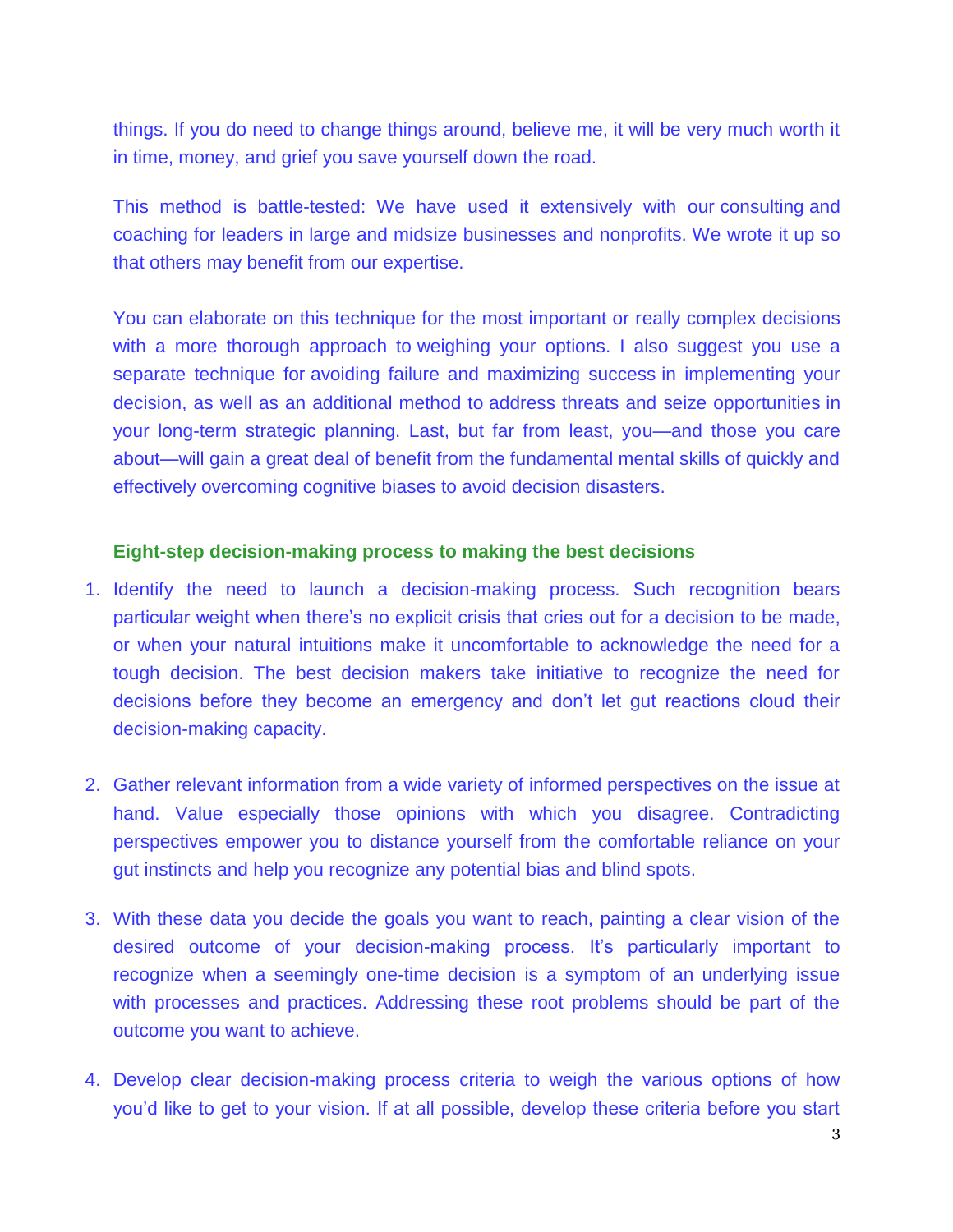things. If you do need to change things around, believe me, it will be very much worth it in time, money, and grief you save yourself down the road.

This method is battle-tested: We have used it extensively with our consulting and coaching for leaders in large and midsize businesses and nonprofits. We wrote it up so that others may benefit from our expertise.

You can elaborate on this technique for the most important or really complex decisions with a more thorough approach to weighing your options. I also suggest you use a separate technique for avoiding failure and maximizing success in implementing your decision, as well as an additional method to address threats and seize opportunities in your long-term strategic planning. Last, but far from least, you—and those you care about—will gain a great deal of benefit from the fundamental mental skills of quickly and effectively overcoming cognitive biases to avoid decision disasters.

### Eight-step decision-making process to making the best decisions

1. Identify the need to launch a decision-making process. Such recognition bears particular weight when there's no explicit crisis that cries out for a decision to be made, or when your natural intuitions make it uncomfortable to acknowledge the need for a tough decision. The best decision makers take initiative to recognize the need for decisions before they become an emergency and don't let gut reactions cloud their decision-making capacity.

2. Gather relevant information from a wide variety of informed perspectives on the issue at hand. Value especially those opinions with which you disagree. Contradicting perspectives empower you to distance yourself from the comfortable reliance on your gut instincts and help you recognize any potential bias and blind spots.

3. With these data you decide the goals you want to reach, painting a clear vision of the desired outcome of your decision-making process. It's particularly important to recognize when a seemingly one-time decision is a symptom of an underlying issue with processes and practices. Addressing these root problems should be part of the outcome you want to achieve.

4. Develop clear decision-making process criteria to weigh the various options of how you'd like to get to your vision. If at all possible, develop these criteria before you start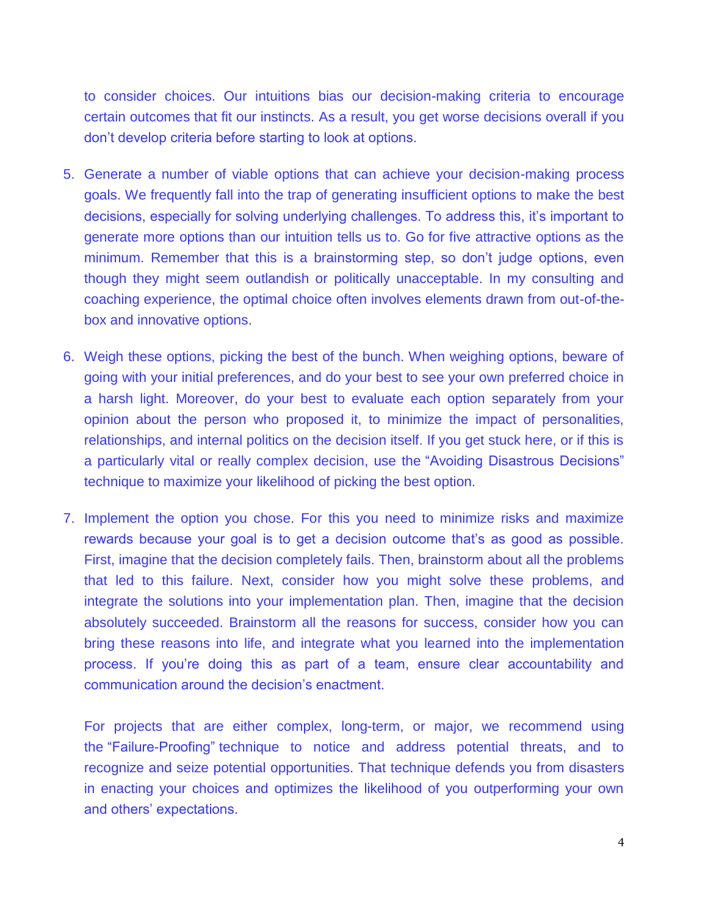to consider choices. Our intuitions bias our decision-making criteria to encourage certain outcomes that fit our instincts. As a result, you get worse decisions overall if you don't develop criteria before starting to look at options.

5. Generate a number of viable options that can achieve your decision-making process goals. We frequently fall into the trap of generating insufficient options to make the best decisions, especially for solving underlying challenges. To address this, it's important to generate more options than our intuition tells us to. Go for five attractive options as the minimum. Remember that this is a brainstorming step, so don't judge options, even though they might seem outlandish or politically unacceptable. In my consulting and coaching experience, the optimal choice often involves elements drawn from out-of-the-box and innovative options.

6. Weigh these options, picking the best of the bunch. When weighing options, beware of going with your initial preferences, and do your best to see your own preferred choice in a harsh light. Moreover, do your best to evaluate each option separately from your opinion about the person who proposed it, to minimize the impact of personalities, relationships, and internal politics on the decision itself. If you get stuck here, or if this is a particularly vital or really complex decision, use the "Avoiding Disastrous Decisions" technique to maximize your likelihood of picking the best option.

7. Implement the option you chose. For this you need to minimize risks and maximize rewards because your goal is to get a decision outcome that's as good as possible. First, imagine that the decision completely fails. Then, brainstorm about all the problems that led to this failure. Next, consider how you might solve these problems, and integrate the solutions into your implementation plan. Then, imagine that the decision absolutely succeeded. Brainstorm all the reasons for success, consider how you can bring these reasons into life, and integrate what you learned into the implementation process. If you're doing this as part of a team, ensure clear accountability and communication around the decision's enactment.

   For projects that are either complex, long-term, or major, we recommend using the "Failure-Proofing" technique to notice and address potential threats, and to recognize and seize potential opportunities. That technique defends you from disasters in enacting your choices and optimizes the likelihood of you outperforming your own and others' expectations.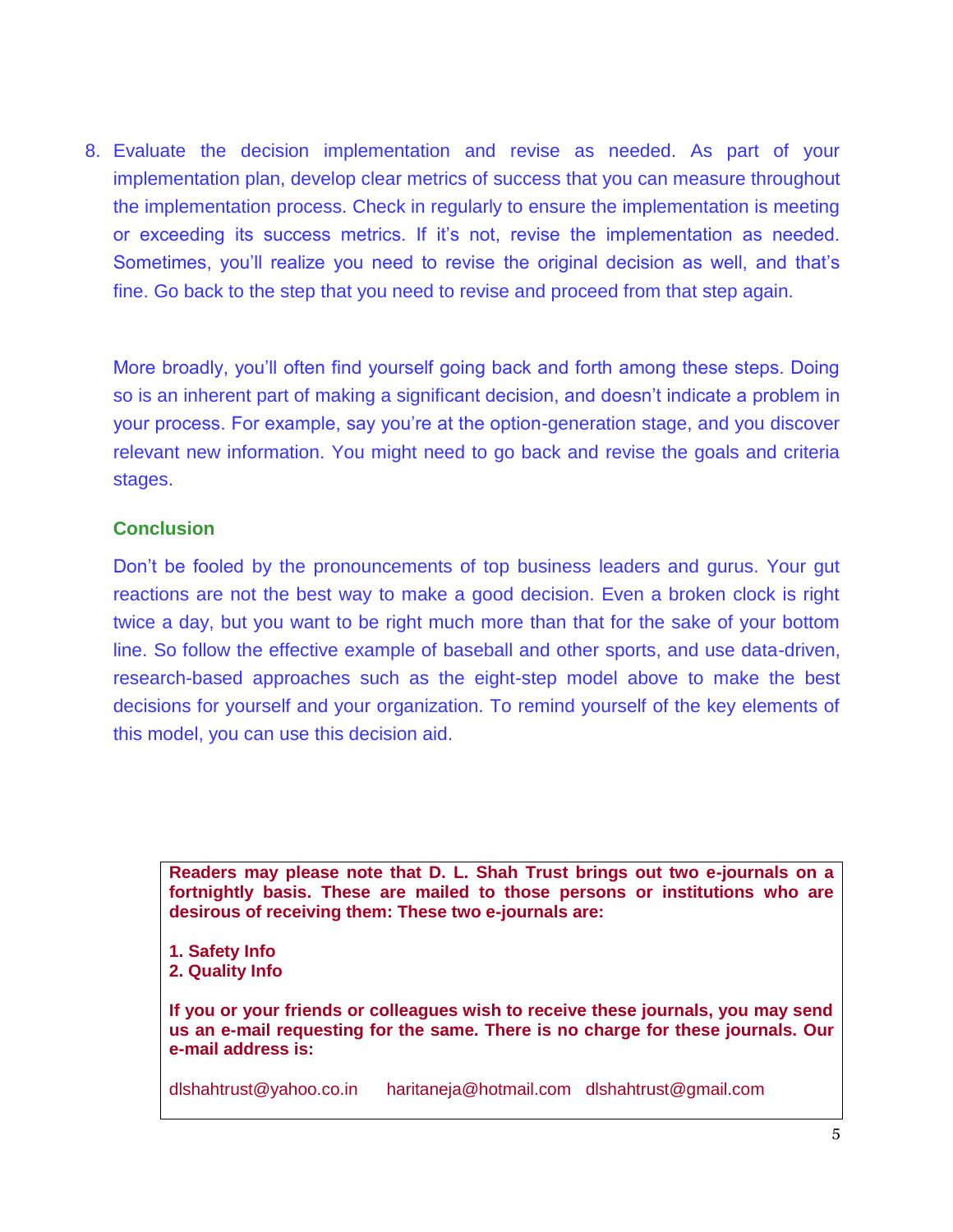8. Evaluate the decision implementation and revise as needed. As part of your implementation plan, develop clear metrics of success that you can measure throughout the implementation process. Check in regularly to ensure the implementation is meeting or exceeding its success metrics. If it's not, revise the implementation as needed. Sometimes, you'll realize you need to revise the original decision as well, and that's fine. Go back to the step that you need to revise and proceed from that step again.

More broadly, you'll often find yourself going back and forth among these steps. Doing so is an inherent part of making a significant decision, and doesn't indicate a problem in your process. For example, say you're at the option-generation stage, and you discover relevant new information. You might need to go back and revise the goals and criteria stages.

### Conclusion

Don't be fooled by the pronouncements of top business leaders and gurus. Your gut reactions are not the best way to make a good decision. Even a broken clock is right twice a day, but you want to be right much more than that for the sake of your bottom line. So follow the effective example of baseball and other sports, and use data-driven, research-based approaches such as the eight-step model above to make the best decisions for yourself and your organization. To remind yourself of the key elements of this model, you can use this decision aid.

**Readers may please note that D. L. Shah Trust brings out two e-journals on a fortnightly basis. These are mailed to those persons or institutions who are desirous of receiving them: These two e-journals are:**

**1. Safety Info**
**2. Quality Info**

**If you or your friends or colleagues wish to receive these journals, you may send us an e-mail requesting for the same. There is no charge for these journals. Our e-mail address is:**

dlshahtrust@yahoo.co.in haritaneja@hotmail.com dlshahtrust@gmail.com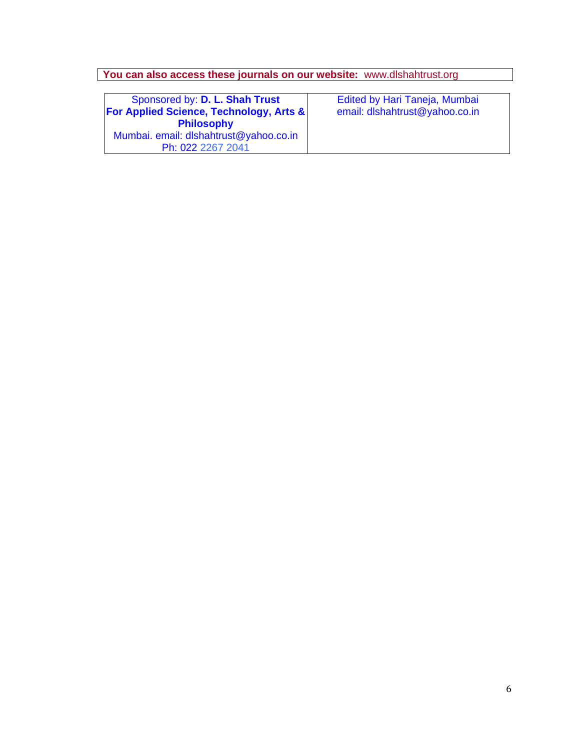**You can also access these journals on our website:** www.dlshahtrust.org

| | |
|---|---|
| Sponsored by: **D. L. Shah Trust For Applied Science, Technology, Arts & Philosophy** Mumbai. email: dlshahtrust@yahoo.co.in Ph: 022 2267 2041 | Edited by Hari Taneja, Mumbai email: dlshahtrust@yahoo.co.in |